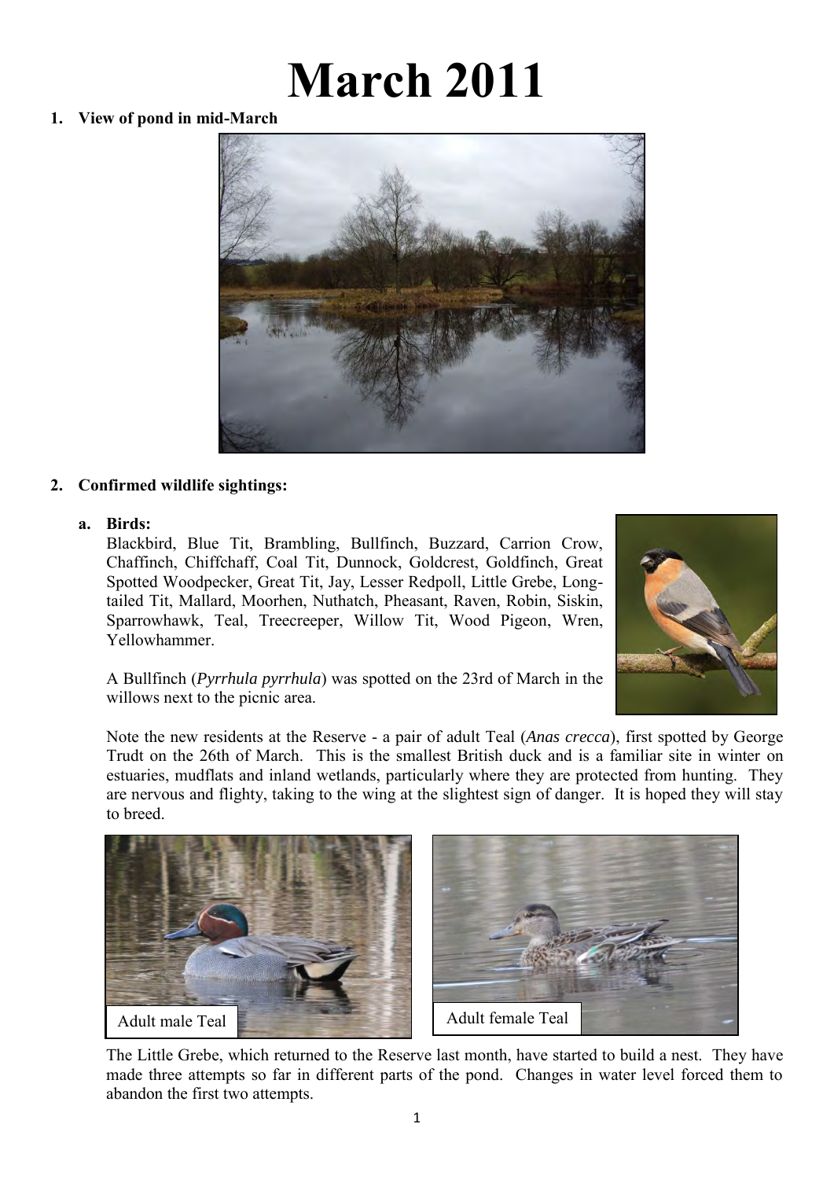# March 2011

1. **View of pond in mid-March**

2. **Confirmed wildlife sightings:**

   a. **Birds:**

   Blackbird, Blue Tit, Brambling, Bullfinch, Buzzard, Carrion Crow, Chaffinch, Chiffchaff, Coal Tit, Dunnock, Goldcrest, Goldfinch, Great Spotted Woodpecker, Great Tit, Jay, Lesser Redpoll, Little Grebe, Long-tailed Tit, Mallard, Moorhen, Nuthatch, Pheasant, Raven, Robin, Siskin, Sparrowhawk, Teal, Treecreeper, Willow Tit, Wood Pigeon, Wren, Yellowhammer.

   A Bullfinch (*Pyrrhula pyrrhula*) was spotted on the 23rd of March in the willows next to the picnic area.

   Note the new residents at the Reserve - a pair of adult Teal (*Anas crecca*), first spotted by George Trudt on the 26th of March. This is the smallest British duck and is a familiar site in winter on estuaries, mudflats and inland wetlands, particularly where they are protected from hunting. They are nervous and flighty, taking to the wing at the slightest sign of danger. It is hoped they will stay to breed.

   Adult male Teal

   Adult female Teal

   The Little Grebe, which returned to the Reserve last month, have started to build a nest. They have made three attempts so far in different parts of the pond. Changes in water level forced them to abandon the first two attempts.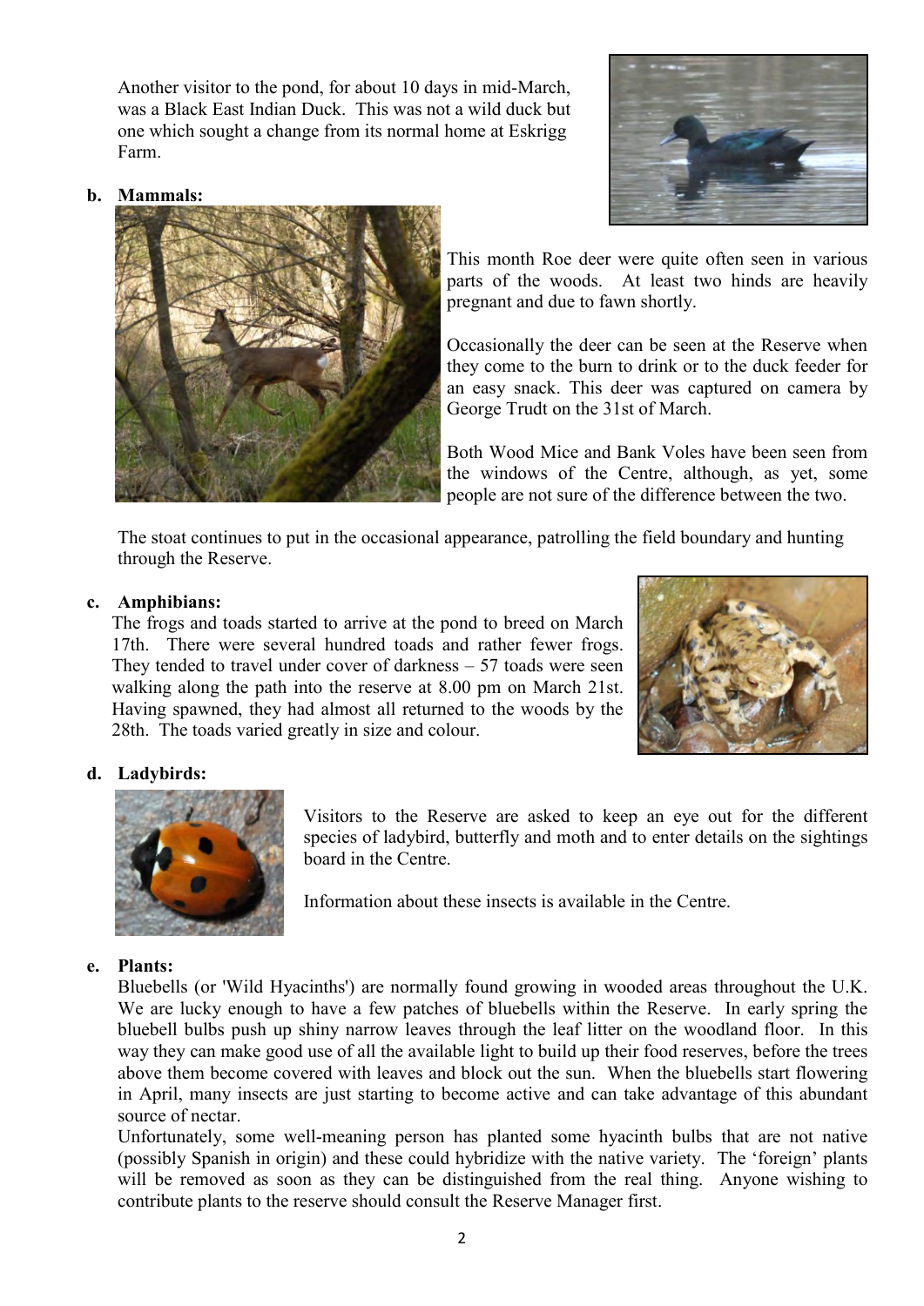Another visitor to the pond, for about 10 days in mid-March, was a Black East Indian Duck. This was not a wild duck but one which sought a change from its normal home at Eskrigg Farm.

**b. Mammals:**

This month Roe deer were quite often seen in various parts of the woods. At least two hinds are heavily pregnant and due to fawn shortly.

Occasionally the deer can be seen at the Reserve when they come to the burn to drink or to the duck feeder for an easy snack. This deer was captured on camera by George Trudt on the 31st of March.

Both Wood Mice and Bank Voles have been seen from the windows of the Centre, although, as yet, some people are not sure of the difference between the two.

The stoat continues to put in the occasional appearance, patrolling the field boundary and hunting through the Reserve.

**c. Amphibians:**

The frogs and toads started to arrive at the pond to breed on March 17th. There were several hundred toads and rather fewer frogs. They tended to travel under cover of darkness – 57 toads were seen walking along the path into the reserve at 8.00 pm on March 21st. Having spawned, they had almost all returned to the woods by the 28th. The toads varied greatly in size and colour.

**d. Ladybirds:**

Visitors to the Reserve are asked to keep an eye out for the different species of ladybird, butterfly and moth and to enter details on the sightings board in the Centre.

Information about these insects is available in the Centre.

**e. Plants:**

Bluebells (or 'Wild Hyacinths') are normally found growing in wooded areas throughout the U.K. We are lucky enough to have a few patches of bluebells within the Reserve. In early spring the bluebell bulbs push up shiny narrow leaves through the leaf litter on the woodland floor. In this way they can make good use of all the available light to build up their food reserves, before the trees above them become covered with leaves and block out the sun. When the bluebells start flowering in April, many insects are just starting to become active and can take advantage of this abundant source of nectar.

Unfortunately, some well-meaning person has planted some hyacinth bulbs that are not native (possibly Spanish in origin) and these could hybridize with the native variety. The 'foreign' plants will be removed as soon as they can be distinguished from the real thing. Anyone wishing to contribute plants to the reserve should consult the Reserve Manager first.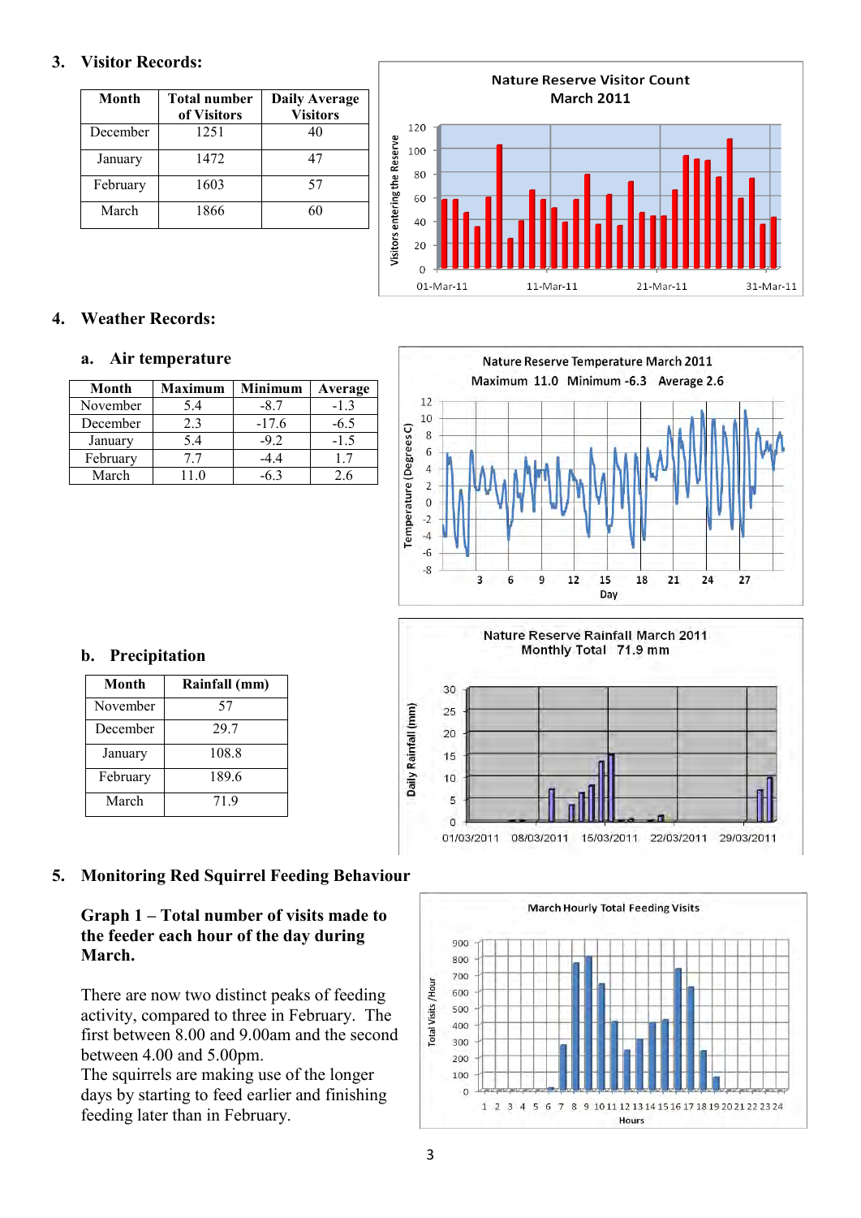## 3. Visitor Records:

| Month | Total number of Visitors | Daily Average Visitors |
|---|---|---|
| December | 1251 | 40 |
| January | 1472 | 47 |
| February | 1603 | 57 |
| March | 1866 | 60 |

## 4. Weather Records:

### a. Air temperature

| Month | Maximum | Minimum | Average |
|---|---|---|---|
| November | 5.4 | -8.7 | -1.3 |
| December | 2.3 | -17.6 | -6.5 |
| January | 5.4 | -9.2 | -1.5 |
| February | 7.7 | -4.4 | 1.7 |
| March | 11.0 | -6.3 | 2.6 |

### b. Precipitation

| Month | Rainfall (mm) |
|---|---|
| November | 57 |
| December | 29.7 |
| January | 108.8 |
| February | 189.6 |
| March | 71.9 |

## 5. Monitoring Red Squirrel Feeding Behaviour

**Graph 1 – Total number of visits made to the feeder each hour of the day during March.**

There are now two distinct peaks of feeding activity, compared to three in February. The first between 8.00 and 9.00am and the second between 4.00 and 5.00pm.
The squirrels are making use of the longer days by starting to feed earlier and finishing feeding later than in February.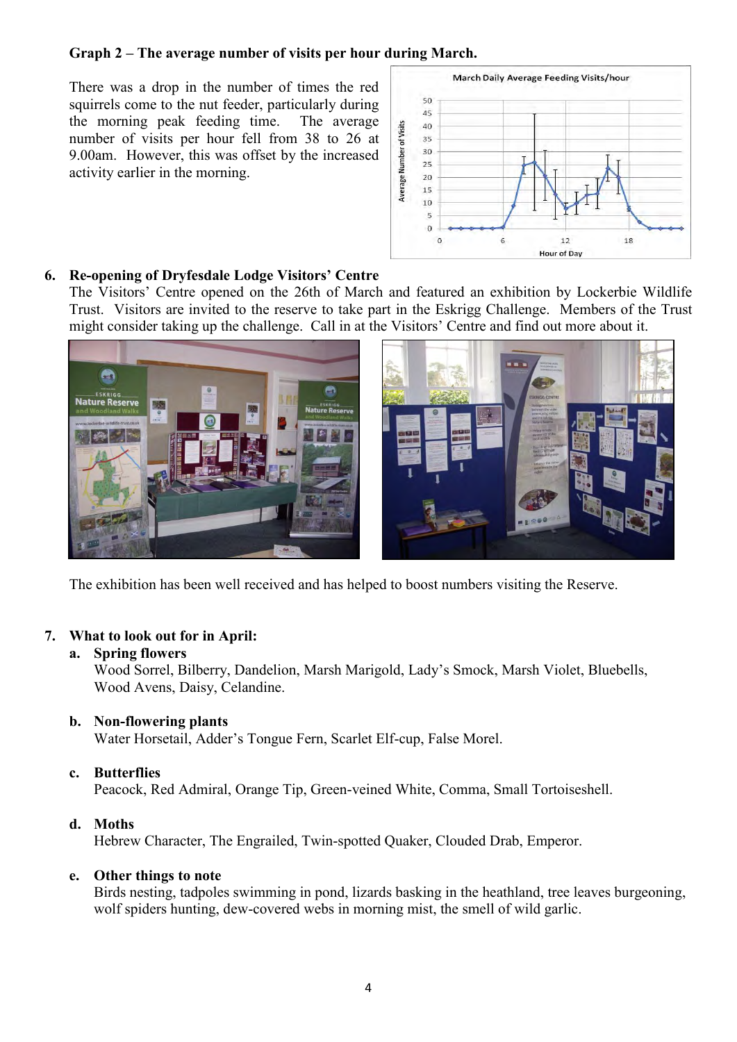**Graph 2 – The average number of visits per hour during March.**

There was a drop in the number of times the red squirrels come to the nut feeder, particularly during the morning peak feeding time. The average number of visits per hour fell from 38 to 26 at 9.00am. However, this was offset by the increased activity earlier in the morning.

March Daily Average Feeding Visits/hour

Average Number of Visits

50
45
40
35
30
25
20
15
10
5
0

0
6
12
18

Hour of Day

## 6. Re-opening of Dryfesdale Lodge Visitors' Centre

The Visitors' Centre opened on the 26th of March and featured an exhibition by Lockerbie Wildlife Trust. Visitors are invited to the reserve to take part in the Eskrigg Challenge. Members of the Trust might consider taking up the challenge. Call in at the Visitors' Centre and find out more about it.

The exhibition has been well received and has helped to boost numbers visiting the Reserve.

## 7. What to look out for in April:

**a. Spring flowers**
Wood Sorrel, Bilberry, Dandelion, Marsh Marigold, Lady's Smock, Marsh Violet, Bluebells, Wood Avens, Daisy, Celandine.

**b. Non-flowering plants**
Water Horsetail, Adder's Tongue Fern, Scarlet Elf-cup, False Morel.

**c. Butterflies**
Peacock, Red Admiral, Orange Tip, Green-veined White, Comma, Small Tortoiseshell.

**d. Moths**
Hebrew Character, The Engrailed, Twin-spotted Quaker, Clouded Drab, Emperor.

**e. Other things to note**
Birds nesting, tadpoles swimming in pond, lizards basking in the heathland, tree leaves burgeoning, wolf spiders hunting, dew-covered webs in morning mist, the smell of wild garlic.